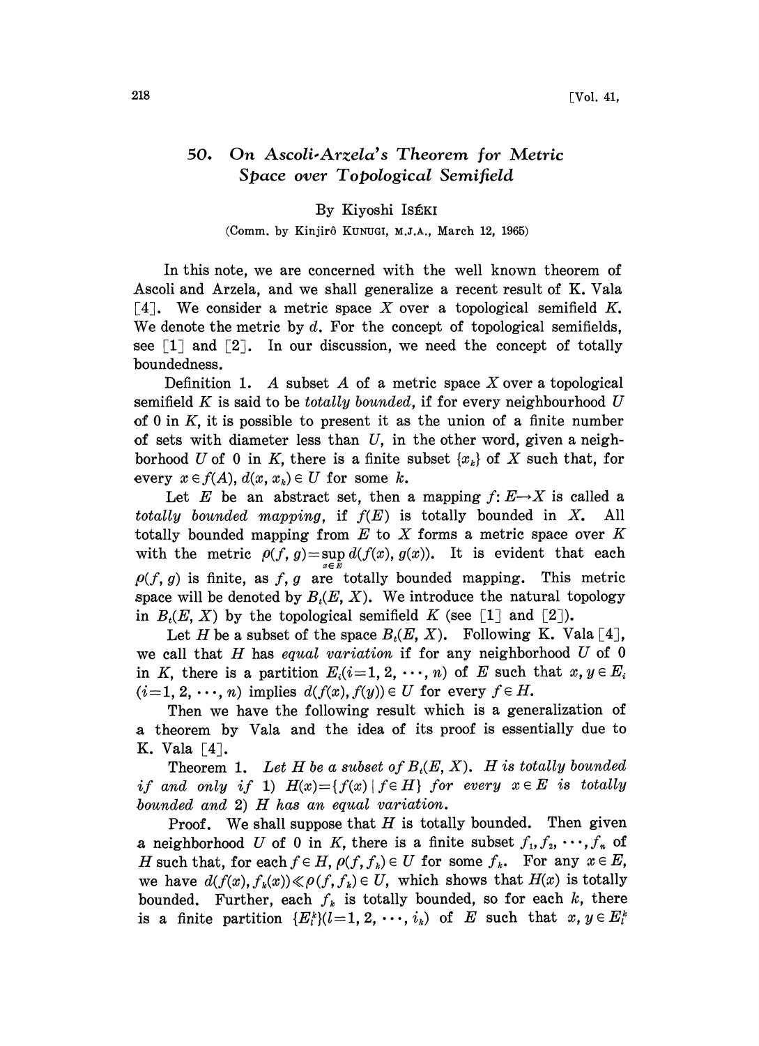# 50. On Ascoli-Arzela's Theorem for Metric Space over Topological Semifield

By Kiyoshi ISÉKI

(Comm. by Kinjirô KUNUGI, M.J.A., March 12, 1965)

In this note, we are concerned with the well known theorem of Ascoli and Arzela, and we shall generalize a recent result of K. Vala [4]. We consider a metric space $X$ over a topological semifield $K$. We denote the metric by $d$. For the concept of topological semifields, see [1] and [2]. In our discussion, we need the concept of totally boundedness.

Definition 1. *A subset $A$ of a metric space $X$ over a topological semifield $K$ is said to be totally bounded, if for every neighbourhood $U$ of 0 in $K$, it is possible to present it as the union of a finite number of sets with diameter less than $U$, in the other word, given a neighborhood $U$ of 0 in $K$, there is a finite subset $\{x_k\}$ of $X$ such that, for every $x \in f(A)$, $d(x, x_k) \in U$ for some $k$.*

Let $E$ be an abstract set, then a mapping $f: E \rightarrow X$ is called a *totally bounded mapping*, if $f(E)$ is totally bounded in $X$. All totally bounded mapping from $E$ to $X$ forms a metric space over $K$ with the metric $\rho(f, g) = \sup_{x \in E} d(f(x), g(x))$. It is evident that each $\rho(f, g)$ is finite, as $f, g$ are totally bounded mapping. This metric space will be denoted by $B_t(E, X)$. We introduce the natural topology in $B_t(E, X)$ by the topological semifield $K$ (see [1] and [2]).

Let $H$ be a subset of the space $B_t(E, X)$. Following K. Vala [4], we call that $H$ has *equal variation* if for any neighborhood $U$ of 0 in $K$, there is a partition $E_i (i = 1, 2, \cdots, n)$ of $E$ such that $x, y \in E_i$ $(i = 1, 2, \cdots, n)$ implies $d(f(x), f(y)) \in U$ for every $f \in H$.

Then we have the following result which is a generalization of a theorem by Vala and the idea of its proof is essentially due to K. Vala [4].

Theorem 1. *Let $H$ be a subset of $B_t(E, X)$. $H$ is totally bounded if and only if 1) $H(x) = \{f(x) \mid f \in H\}$ for every $x \in E$ is totally bounded and 2) $H$ has an equal variation.*

Proof. We shall suppose that $H$ is totally bounded. Then given a neighborhood $U$ of 0 in $K$, there is a finite subset $f_1, f_2, \cdots, f_n$ of $H$ such that, for each $f \in H$, $\rho(f, f_k) \in U$ for some $f_k$. For any $x \in E$, we have $d(f(x), f_k(x)) \ll \rho(f, f_k) \in U$, which shows that $H(x)$ is totally bounded. Further, each $f_k$ is totally bounded, so for each $k$, there is a finite partition $\{E_l^k\} (l = 1, 2, \cdots, i_k)$ of $E$ such that $x, y \in E_l^k$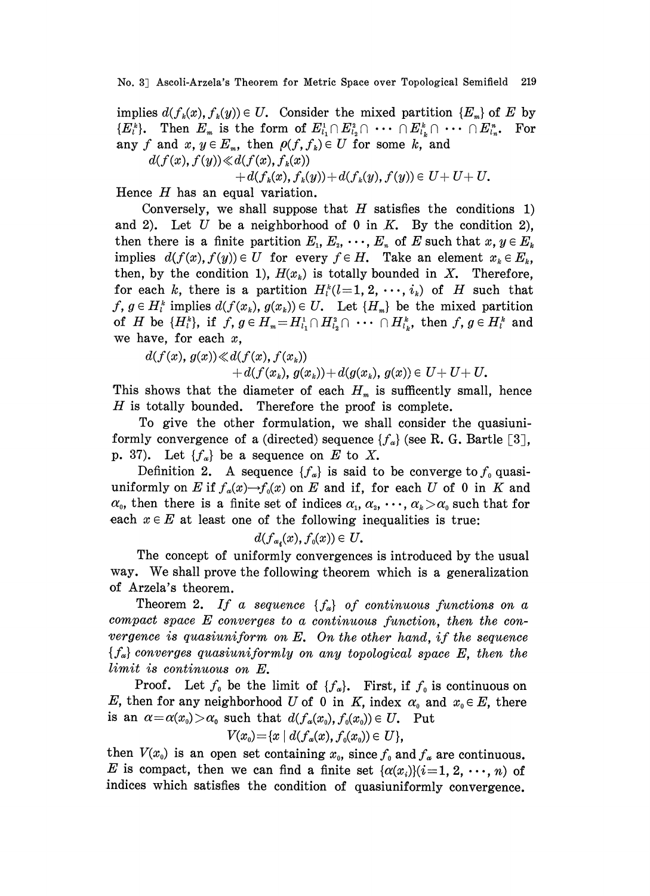implies $d(f_k(x), f_k(y)) \in U$. Consider the mixed partition $\{E_m\}$ of $E$ by $\{E_l^k\}$. Then $E_m$ is the form of $E_{l_1}^1 \cap E_{l_2}^2 \cap \cdots \cap E_{l_k}^k \cap \cdots \cap E_{l_n}^n$. For any $f$ and $x, y \in E_m$, then $\rho(f, f_k) \in U$ for some $k$, and

$$d(f(x), f(y)) \ll d(f(x), f_k(x)) + d(f_k(x), f_k(y)) + d(f_k(y), f(y)) \in U + U + U.$$

Hence $H$ has an equal variation.

Conversely, we shall suppose that $H$ satisfies the conditions 1) and 2). Let $U$ be a neighborhood of 0 in $K$. By the condition 2), then there is a finite partition $E_1, E_2, \cdots, E_n$ of $E$ such that $x, y \in E_k$ implies $d(f(x), f(y)) \in U$ for every $f \in H$. Take an element $x_k \in E_k$, then, by the condition 1), $H(x_k)$ is totally bounded in $X$. Therefore, for each $k$, there is a partition $H_l^k (l = 1, 2, \cdots, i_k)$ of $H$ such that $f, g \in H_l^k$ implies $d(f(x_k), g(x_k)) \in U$. Let $\{H_m\}$ be the mixed partition of $H$ be $\{H_l^k\}$, if $f, g \in H_m = H_{l_1}^1 \cap H_{l_2}^2 \cap \cdots \cap H_{l_k}^k$, then $f, g \in H_l^k$ and we have, for each $x$,

$$d(f(x), g(x)) \ll d(f(x), f(x_k)) + d(f(x_k), g(x_k)) + d(g(x_k), g(x)) \in U + U + U.$$

This shows that the diameter of each $H_m$ is sufficently small, hence $H$ is totally bounded. Therefore the proof is complete.

To give the other formulation, we shall consider the quasiuniformly convergence of a (directed) sequence $\{f_\alpha\}$ (see R. G. Bartle [3], p. 37). Let $\{f_\alpha\}$ be a sequence on $E$ to $X$.

Definition 2. A sequence $\{f_\alpha\}$ is said to be converge to $f_0$ quasiuniformly on $E$ if $f_\alpha(x) \to f_0(x)$ on $E$ and if, for each $U$ of 0 in $K$ and $\alpha_0$, then there is a finite set of indices $\alpha_1, \alpha_2, \cdots, \alpha_k > \alpha_0$ such that for each $x \in E$ at least one of the following inequalities is true:

$$d(f_{\alpha_i}(x), f_0(x)) \in U.$$

The concept of uniformly convergences is introduced by the usual way. We shall prove the following theorem which is a generalization of Arzela's theorem.

Theorem 2. *If a sequence $\{f_\alpha\}$ of continuous functions on a compact space $E$ converges to a continuous function, then the convergence is quasiuniform on $E$. On the other hand, if the sequence $\{f_\alpha\}$ converges quasiuniformly on any topological space $E$, then the limit is continuous on $E$.*

Proof. Let $f_0$ be the limit of $\{f_\alpha\}$. First, if $f_0$ is continuous on $E$, then for any neighborhood $U$ of 0 in $K$, index $\alpha_0$ and $x_0 \in E$, there is an $\alpha = \alpha(x_0) > \alpha_0$ such that $d(f_\alpha(x_0), f_0(x_0)) \in U$. Put

$$V(x_0) = \{x \mid d(f_\alpha(x), f_0(x_0)) \in U\},$$

then $V(x_0)$ is an open set containing $x_0$, since $f_0$ and $f_\alpha$ are continuous. $E$ is compact, then we can find a finite set $\{\alpha(x_i)\} (i = 1, 2, \cdots, n)$ of indices which satisfies the condition of quasiuniformly convergence.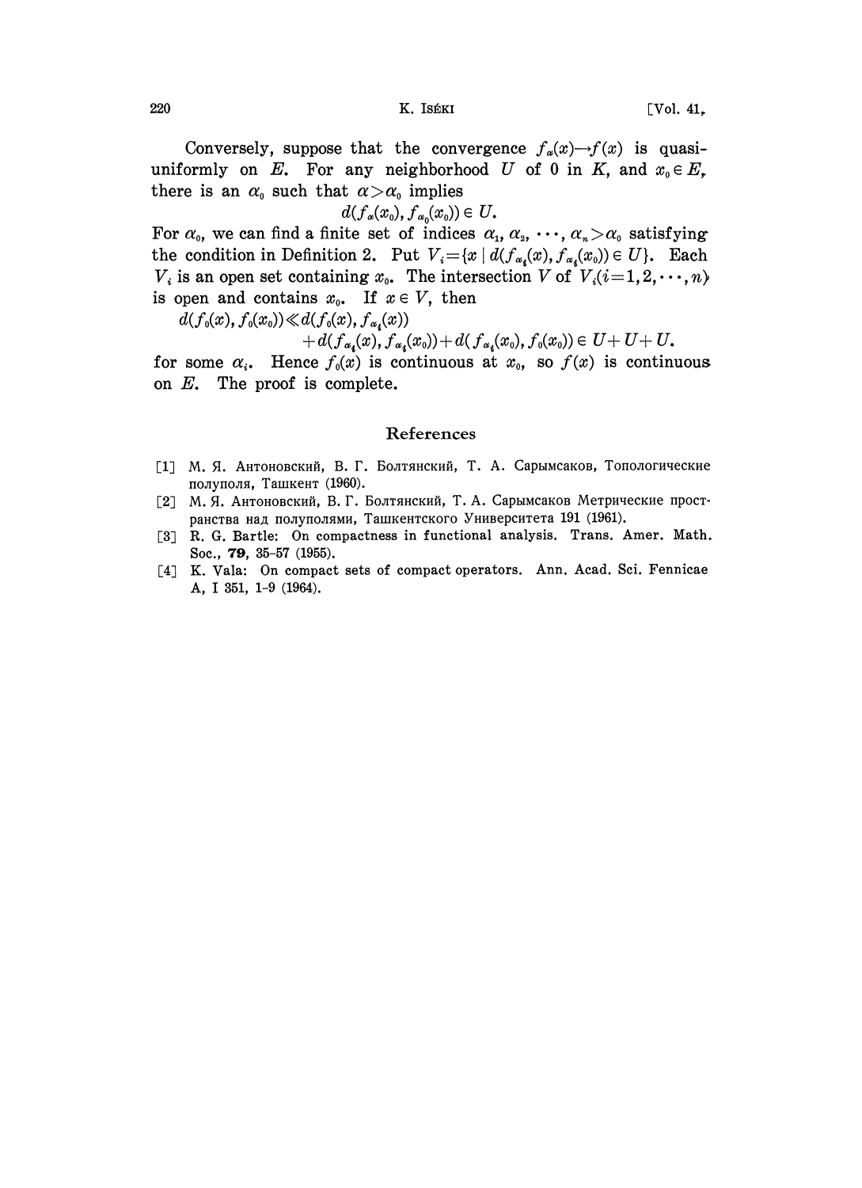Conversely, suppose that the convergence $f_\alpha(x)\to f(x)$ is quasi-uniformly on $E$. For any neighborhood $U$ of 0 in $K$, and $x_0 \in E$, there is an $\alpha_0$ such that $\alpha > \alpha_0$ implies

$$d(f_\alpha(x_0), f_{\alpha_0}(x_0)) \in U.$$

For $\alpha_0$, we can find a finite set of indices $\alpha_1, \alpha_2, \cdots, \alpha_n > \alpha_0$ satisfying the condition in Definition 2. Put $V_i = \{x \mid d(f_{\alpha_i}(x), f_{\alpha_i}(x_0)) \in U\}$. Each $V_i$ is an open set containing $x_0$. The intersection $V$ of $V_i (i=1,2,\cdots,n)$ is open and contains $x_0$. If $x \in V$, then

$$d(f_0(x), f_0(x_0)) \ll d(f_0(x), f_{\alpha_i}(x)) + d(f_{\alpha_i}(x), f_{\alpha_i}(x_0)) + d(f_{\alpha_i}(x_0), f_0(x_0)) \in U+U+U.$$

for some $\alpha_i$. Hence $f_0(x)$ is continuous at $x_0$, so $f(x)$ is continuous on $E$. The proof is complete.

## References

[1] М. Я. Антоновский, В. Г. Болтянский, Т. А. Сарымсаков, Топологические полуполя, Ташкент (1960).

[2] М. Я. Антоновский, В. Г. Болтянский, Т. А. Сарымсаков Метрические пространства над полуполями, Ташкентского Университета 191 (1961).

[3] R. G. Bartle: On compactness in functional analysis. Trans. Amer. Math. Soc., **79**, 35-57 (1955).

[4] K. Vala: On compact sets of compact operators. Ann. Acad. Sci. Fennicae A, I 351, 1-9 (1964).